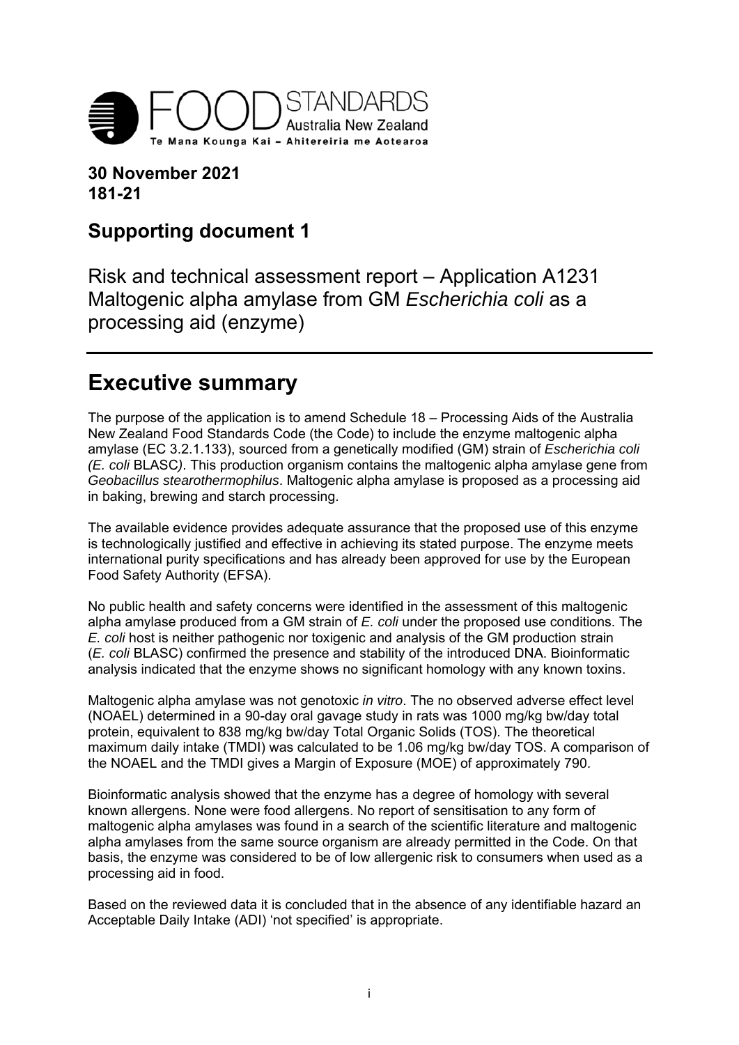FOOD STANDARDS Australia New Zealand

Te Mana Kounga Kai – Ahitereiria me Aotearoa

**30 November 2021**
**181-21**

## Supporting document 1

Risk and technical assessment report – Application A1231 Maltogenic alpha amylase from GM *Escherichia coli* as a processing aid (enzyme)

# Executive summary

The purpose of the application is to amend Schedule 18 – Processing Aids of the Australia New Zealand Food Standards Code (the Code) to include the enzyme maltogenic alpha amylase (EC 3.2.1.133), sourced from a genetically modified (GM) strain of *Escherichia coli (E. coli* BLASC*)*. This production organism contains the maltogenic alpha amylase gene from *Geobacillus stearothermophilus*. Maltogenic alpha amylase is proposed as a processing aid in baking, brewing and starch processing.

The available evidence provides adequate assurance that the proposed use of this enzyme is technologically justified and effective in achieving its stated purpose. The enzyme meets international purity specifications and has already been approved for use by the European Food Safety Authority (EFSA).

No public health and safety concerns were identified in the assessment of this maltogenic alpha amylase produced from a GM strain of *E. coli* under the proposed use conditions. The *E. coli* host is neither pathogenic nor toxigenic and analysis of the GM production strain (*E. coli* BLASC) confirmed the presence and stability of the introduced DNA. Bioinformatic analysis indicated that the enzyme shows no significant homology with any known toxins.

Maltogenic alpha amylase was not genotoxic *in vitro*. The no observed adverse effect level (NOAEL) determined in a 90-day oral gavage study in rats was 1000 mg/kg bw/day total protein, equivalent to 838 mg/kg bw/day Total Organic Solids (TOS). The theoretical maximum daily intake (TMDI) was calculated to be 1.06 mg/kg bw/day TOS. A comparison of the NOAEL and the TMDI gives a Margin of Exposure (MOE) of approximately 790.

Bioinformatic analysis showed that the enzyme has a degree of homology with several known allergens. None were food allergens. No report of sensitisation to any form of maltogenic alpha amylases was found in a search of the scientific literature and maltogenic alpha amylases from the same source organism are already permitted in the Code. On that basis, the enzyme was considered to be of low allergenic risk to consumers when used as a processing aid in food.

Based on the reviewed data it is concluded that in the absence of any identifiable hazard an Acceptable Daily Intake (ADI) 'not specified' is appropriate.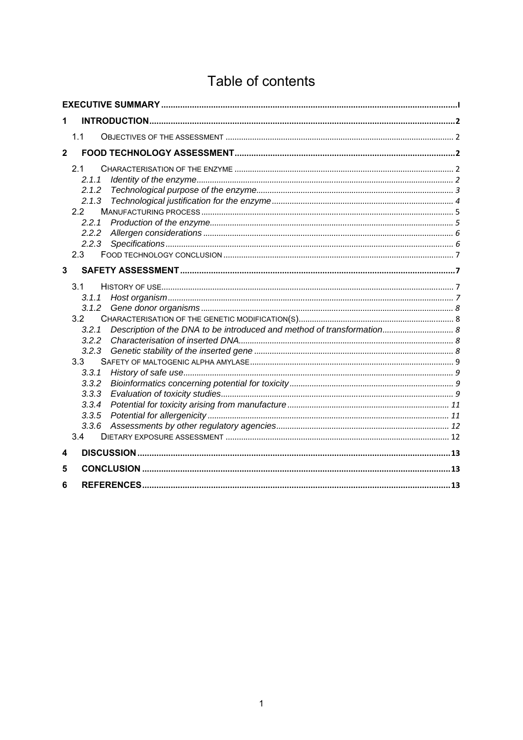# Table of contents

| | |
|---|---|
| **EXECUTIVE SUMMARY** | **I** |
| **1 INTRODUCTION** | **2** |
| 1.1 OBJECTIVES OF THE ASSESSMENT | 2 |
| **2 FOOD TECHNOLOGY ASSESSMENT** | **2** |
| 2.1 CHARACTERISATION OF THE ENZYME | 2 |
| *2.1.1 Identity of the enzyme* | *2* |
| *2.1.2 Technological purpose of the enzyme* | *3* |
| *2.1.3 Technological justification for the enzyme* | *4* |
| 2.2 MANUFACTURING PROCESS | 5 |
| *2.2.1 Production of the enzyme* | *5* |
| *2.2.2 Allergen considerations* | *6* |
| *2.2.3 Specifications* | *6* |
| 2.3 FOOD TECHNOLOGY CONCLUSION | 7 |
| **3 SAFETY ASSESSMENT** | **7** |
| 3.1 HISTORY OF USE | 7 |
| *3.1.1 Host organism* | *7* |
| *3.1.2 Gene donor organisms* | *8* |
| 3.2 CHARACTERISATION OF THE GENETIC MODIFICATION(S) | 8 |
| *3.2.1 Description of the DNA to be introduced and method of transformation* | *8* |
| *3.2.2 Characterisation of inserted DNA* | *8* |
| *3.2.3 Genetic stability of the inserted gene* | *8* |
| 3.3 SAFETY OF MALTOGENIC ALPHA AMYLASE | 9 |
| *3.3.1 History of safe use* | *9* |
| *3.3.2 Bioinformatics concerning potential for toxicity* | *9* |
| *3.3.3 Evaluation of toxicity studies* | *9* |
| *3.3.4 Potential for toxicity arising from manufacture* | *11* |
| *3.3.5 Potential for allergenicity* | *11* |
| *3.3.6 Assessments by other regulatory agencies* | *12* |
| 3.4 DIETARY EXPOSURE ASSESSMENT | 12 |
| **4 DISCUSSION** | **13** |
| **5 CONCLUSION** | **13** |
| **6 REFERENCES** | **13** |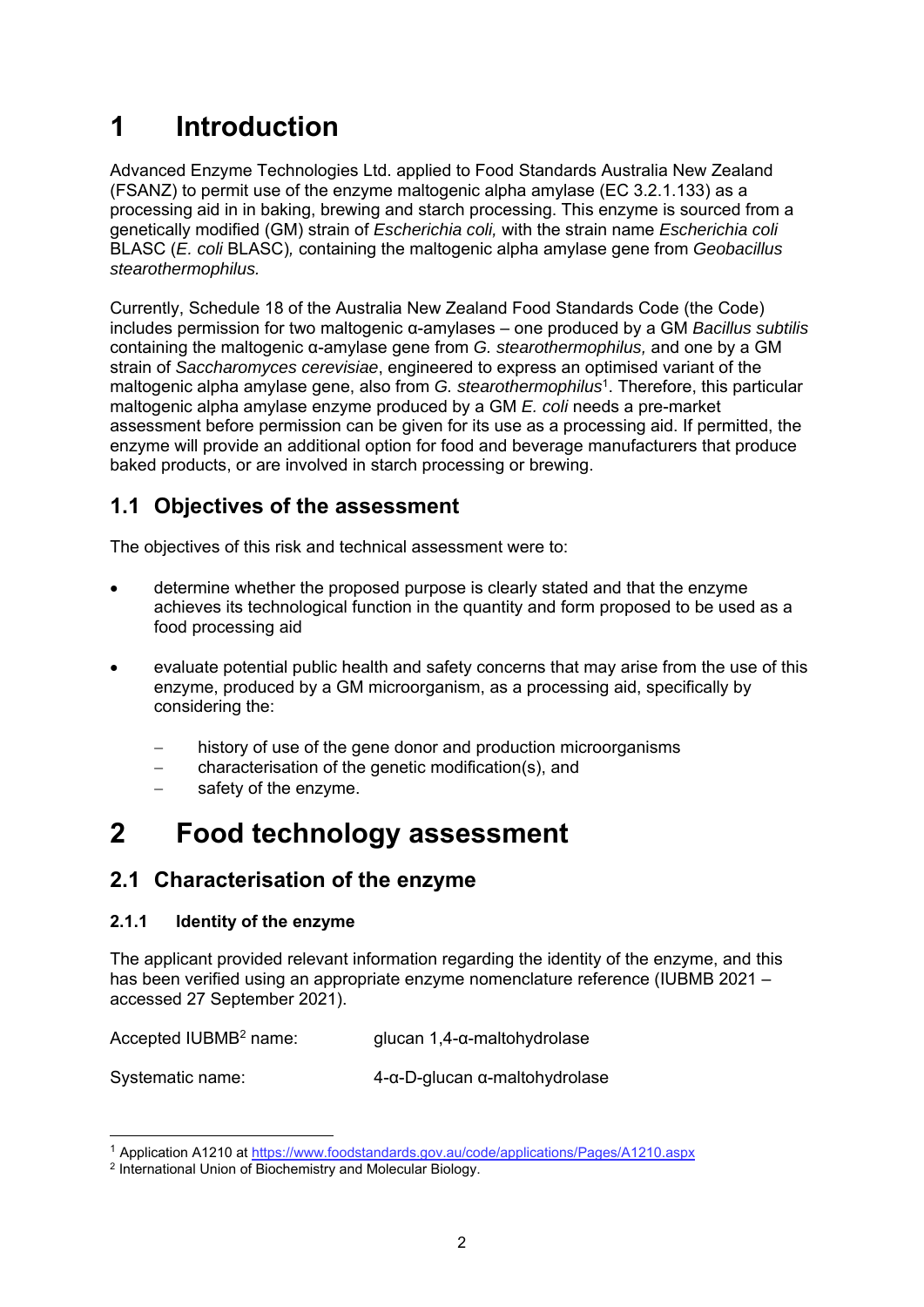# 1 Introduction

Advanced Enzyme Technologies Ltd. applied to Food Standards Australia New Zealand (FSANZ) to permit use of the enzyme maltogenic alpha amylase (EC 3.2.1.133) as a processing aid in in baking, brewing and starch processing. This enzyme is sourced from a genetically modified (GM) strain of *Escherichia coli,* with the strain name *Escherichia coli* BLASC (*E. coli* BLASC)*,* containing the maltogenic alpha amylase gene from *Geobacillus stearothermophilus.*

Currently, Schedule 18 of the Australia New Zealand Food Standards Code (the Code) includes permission for two maltogenic α-amylases – one produced by a GM *Bacillus subtilis* containing the maltogenic α-amylase gene from *G. stearothermophilus,* and one by a GM strain of *Saccharomyces cerevisiae*, engineered to express an optimised variant of the maltogenic alpha amylase gene, also from *G. stearothermophilus*[1]. Therefore, this particular maltogenic alpha amylase enzyme produced by a GM *E. coli* needs a pre-market assessment before permission can be given for its use as a processing aid. If permitted, the enzyme will provide an additional option for food and beverage manufacturers that produce baked products, or are involved in starch processing or brewing.

## 1.1 Objectives of the assessment

The objectives of this risk and technical assessment were to:

- determine whether the proposed purpose is clearly stated and that the enzyme achieves its technological function in the quantity and form proposed to be used as a food processing aid
- evaluate potential public health and safety concerns that may arise from the use of this enzyme, produced by a GM microorganism, as a processing aid, specifically by considering the:
  - history of use of the gene donor and production microorganisms
  - characterisation of the genetic modification(s), and
  - safety of the enzyme.

# 2 Food technology assessment

## 2.1 Characterisation of the enzyme

### 2.1.1 Identity of the enzyme

The applicant provided relevant information regarding the identity of the enzyme, and this has been verified using an appropriate enzyme nomenclature reference (IUBMB 2021 – accessed 27 September 2021).

Accepted IUBMB[2] name: glucan 1,4-α-maltohydrolase

Systematic name: 4-α-D-glucan α-maltohydrolase

[1] Application A1210 at https://www.foodstandards.gov.au/code/applications/Pages/A1210.aspx

[2] International Union of Biochemistry and Molecular Biology.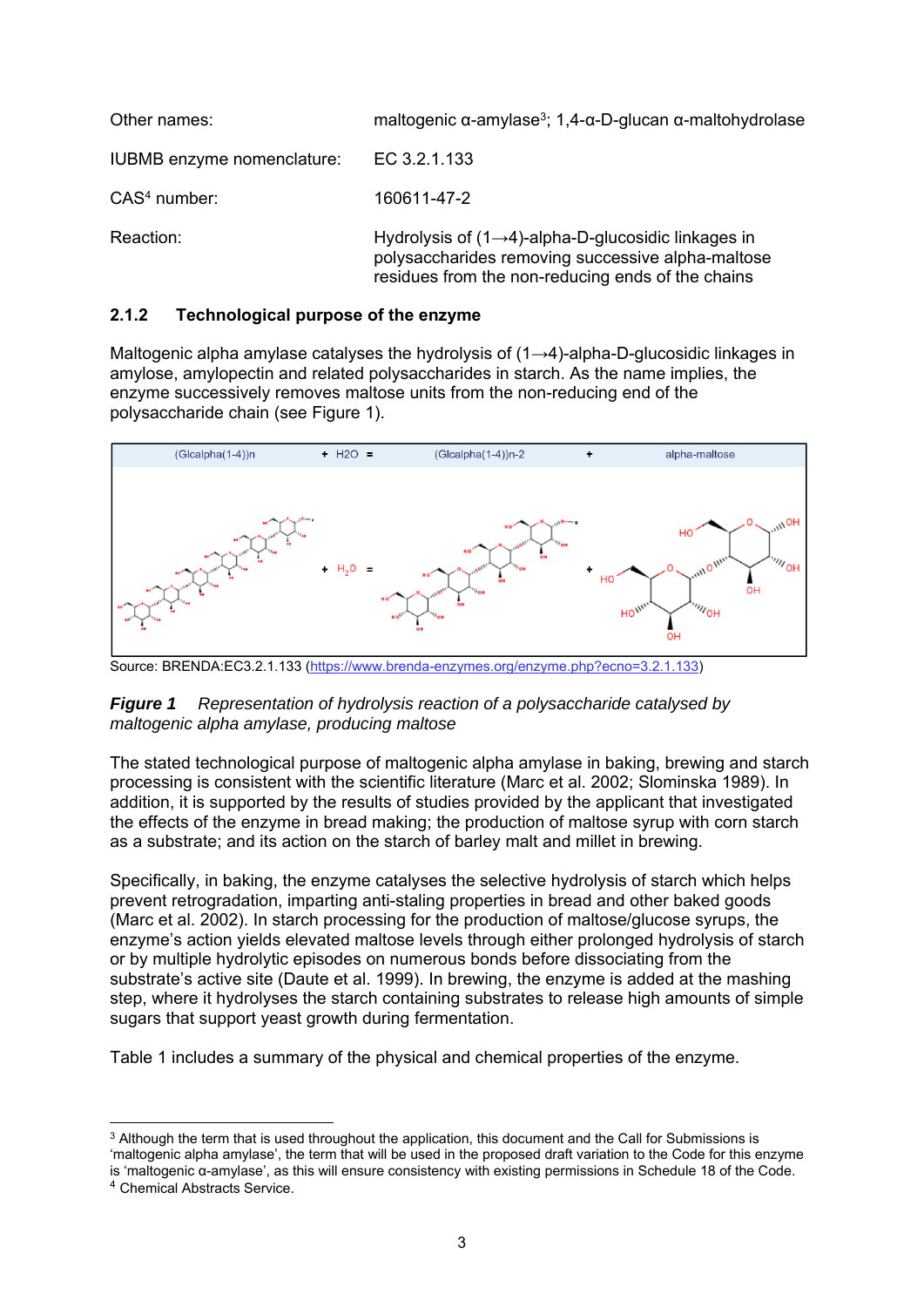| | |
|---|---|
| Other names: | maltogenic α-amylase[3]; 1,4-α-D-glucan α-maltohydrolase |
| IUBMB enzyme nomenclature: | EC 3.2.1.133 |
| CAS[4] number: | 160611-47-2 |
| Reaction: | Hydrolysis of (1→4)-alpha-D-glucosidic linkages in polysaccharides removing successive alpha-maltose residues from the non-reducing ends of the chains |

### 2.1.2 Technological purpose of the enzyme

Maltogenic alpha amylase catalyses the hydrolysis of (1→4)-alpha-D-glucosidic linkages in amylose, amylopectin and related polysaccharides in starch. As the name implies, the enzyme successively removes maltose units from the non-reducing end of the polysaccharide chain (see Figure 1).

(Glcalpha(1-4))n + H2O = (Glcalpha(1-4))n-2 + alpha-maltose

Source: BRENDA:EC3.2.1.133 (https://www.brenda-enzymes.org/enzyme.php?ecno=3.2.1.133)

***Figure 1*** *Representation of hydrolysis reaction of a polysaccharide catalysed by maltogenic alpha amylase, producing maltose*

The stated technological purpose of maltogenic alpha amylase in baking, brewing and starch processing is consistent with the scientific literature (Marc et al. 2002; Slominska 1989). In addition, it is supported by the results of studies provided by the applicant that investigated the effects of the enzyme in bread making; the production of maltose syrup with corn starch as a substrate; and its action on the starch of barley malt and millet in brewing.

Specifically, in baking, the enzyme catalyses the selective hydrolysis of starch which helps prevent retrogradation, imparting anti-staling properties in bread and other baked goods (Marc et al. 2002). In starch processing for the production of maltose/glucose syrups, the enzyme's action yields elevated maltose levels through either prolonged hydrolysis of starch or by multiple hydrolytic episodes on numerous bonds before dissociating from the substrate's active site (Daute et al. 1999). In brewing, the enzyme is added at the mashing step, where it hydrolyses the starch containing substrates to release high amounts of simple sugars that support yeast growth during fermentation.

Table 1 includes a summary of the physical and chemical properties of the enzyme.

---

[3] Although the term that is used throughout the application, this document and the Call for Submissions is 'maltogenic alpha amylase', the term that will be used in the proposed draft variation to the Code for this enzyme is 'maltogenic α-amylase', as this will ensure consistency with existing permissions in Schedule 18 of the Code.

[4] Chemical Abstracts Service.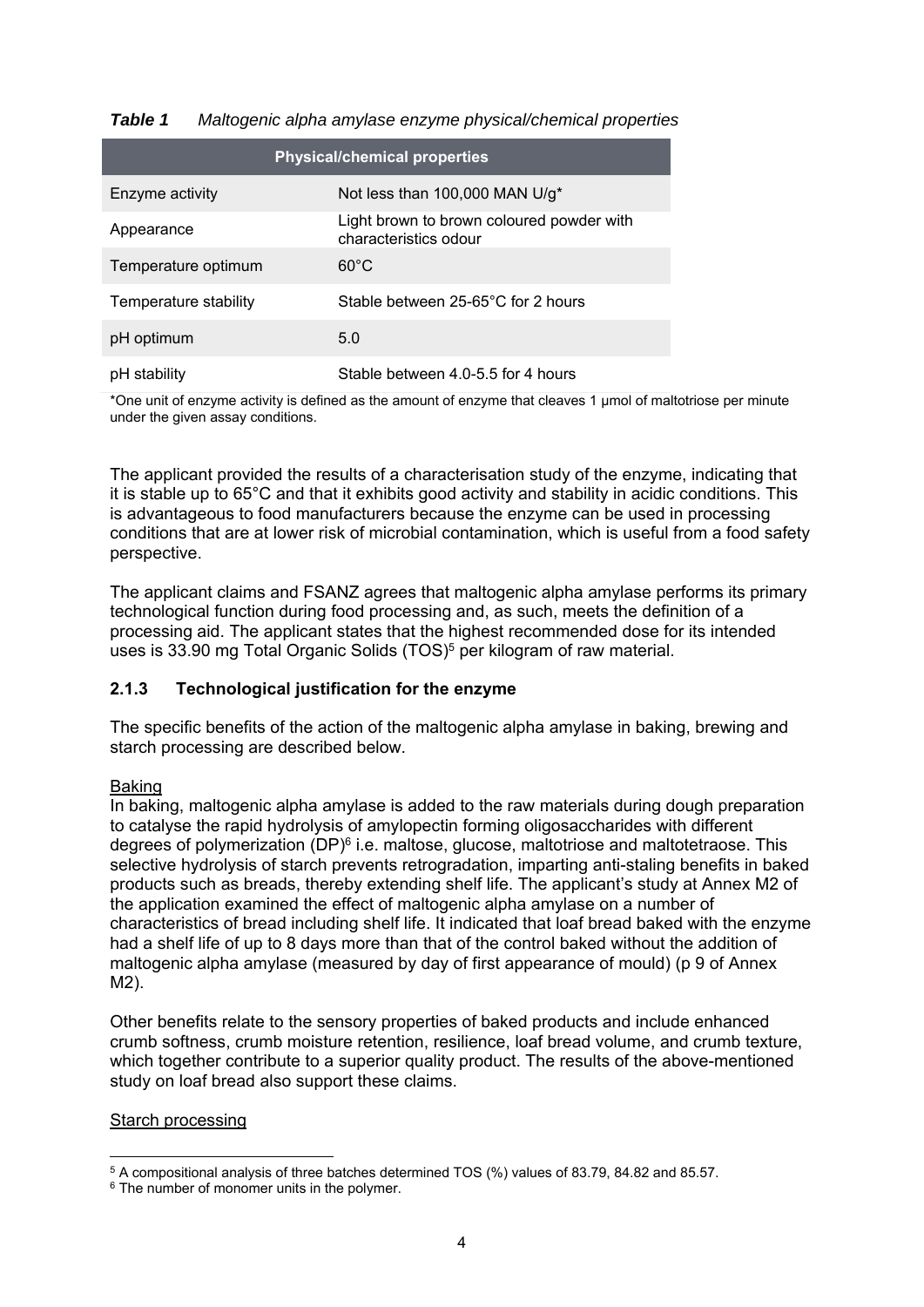***Table 1*** *Maltogenic alpha amylase enzyme physical/chemical properties*

| Physical/chemical properties | |
|---|---|
| Enzyme activity | Not less than 100,000 MAN U/g* |
| Appearance | Light brown to brown coloured powder with characteristics odour |
| Temperature optimum | 60°C |
| Temperature stability | Stable between 25-65°C for 2 hours |
| pH optimum | 5.0 |
| pH stability | Stable between 4.0-5.5 for 4 hours |

*One unit of enzyme activity is defined as the amount of enzyme that cleaves 1 μmol of maltotriose per minute under the given assay conditions.

The applicant provided the results of a characterisation study of the enzyme, indicating that it is stable up to 65°C and that it exhibits good activity and stability in acidic conditions. This is advantageous to food manufacturers because the enzyme can be used in processing conditions that are at lower risk of microbial contamination, which is useful from a food safety perspective.

The applicant claims and FSANZ agrees that maltogenic alpha amylase performs its primary technological function during food processing and, as such, meets the definition of a processing aid. The applicant states that the highest recommended dose for its intended uses is 33.90 mg Total Organic Solids (TOS)[5] per kilogram of raw material.

### 2.1.3 Technological justification for the enzyme

The specific benefits of the action of the maltogenic alpha amylase in baking, brewing and starch processing are described below.

Baking

In baking, maltogenic alpha amylase is added to the raw materials during dough preparation to catalyse the rapid hydrolysis of amylopectin forming oligosaccharides with different degrees of polymerization (DP)[6] i.e. maltose, glucose, maltotriose and maltotetraose. This selective hydrolysis of starch prevents retrogradation, imparting anti-staling benefits in baked products such as breads, thereby extending shelf life. The applicant's study at Annex M2 of the application examined the effect of maltogenic alpha amylase on a number of characteristics of bread including shelf life. It indicated that loaf bread baked with the enzyme had a shelf life of up to 8 days more than that of the control baked without the addition of maltogenic alpha amylase (measured by day of first appearance of mould) (p 9 of Annex M2).

Other benefits relate to the sensory properties of baked products and include enhanced crumb softness, crumb moisture retention, resilience, loaf bread volume, and crumb texture, which together contribute to a superior quality product. The results of the above-mentioned study on loaf bread also support these claims.

Starch processing

[5] A compositional analysis of three batches determined TOS (%) values of 83.79, 84.82 and 85.57.

[6] The number of monomer units in the polymer.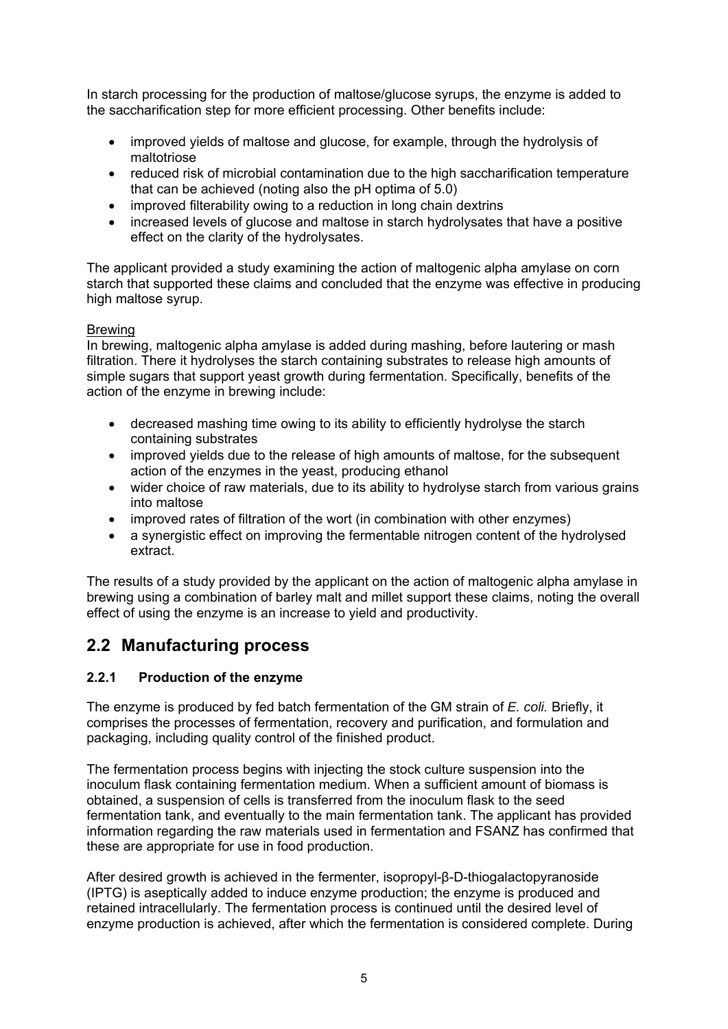In starch processing for the production of maltose/glucose syrups, the enzyme is added to the saccharification step for more efficient processing. Other benefits include:

- improved yields of maltose and glucose, for example, through the hydrolysis of maltotriose
- reduced risk of microbial contamination due to the high saccharification temperature that can be achieved (noting also the pH optima of 5.0)
- improved filterability owing to a reduction in long chain dextrins
- increased levels of glucose and maltose in starch hydrolysates that have a positive effect on the clarity of the hydrolysates.

The applicant provided a study examining the action of maltogenic alpha amylase on corn starch that supported these claims and concluded that the enzyme was effective in producing high maltose syrup.

Brewing

In brewing, maltogenic alpha amylase is added during mashing, before lautering or mash filtration. There it hydrolyses the starch containing substrates to release high amounts of simple sugars that support yeast growth during fermentation. Specifically, benefits of the action of the enzyme in brewing include:

- decreased mashing time owing to its ability to efficiently hydrolyse the starch containing substrates
- improved yields due to the release of high amounts of maltose, for the subsequent action of the enzymes in the yeast, producing ethanol
- wider choice of raw materials, due to its ability to hydrolyse starch from various grains into maltose
- improved rates of filtration of the wort (in combination with other enzymes)
- a synergistic effect on improving the fermentable nitrogen content of the hydrolysed extract.

The results of a study provided by the applicant on the action of maltogenic alpha amylase in brewing using a combination of barley malt and millet support these claims, noting the overall effect of using the enzyme is an increase to yield and productivity.

## 2.2 Manufacturing process

### 2.2.1 Production of the enzyme

The enzyme is produced by fed batch fermentation of the GM strain of *E. coli.* Briefly, it comprises the processes of fermentation, recovery and purification, and formulation and packaging, including quality control of the finished product.

The fermentation process begins with injecting the stock culture suspension into the inoculum flask containing fermentation medium. When a sufficient amount of biomass is obtained, a suspension of cells is transferred from the inoculum flask to the seed fermentation tank, and eventually to the main fermentation tank. The applicant has provided information regarding the raw materials used in fermentation and FSANZ has confirmed that these are appropriate for use in food production.

After desired growth is achieved in the fermenter, isopropyl-β-D-thiogalactopyranoside (IPTG) is aseptically added to induce enzyme production; the enzyme is produced and retained intracellularly. The fermentation process is continued until the desired level of enzyme production is achieved, after which the fermentation is considered complete. During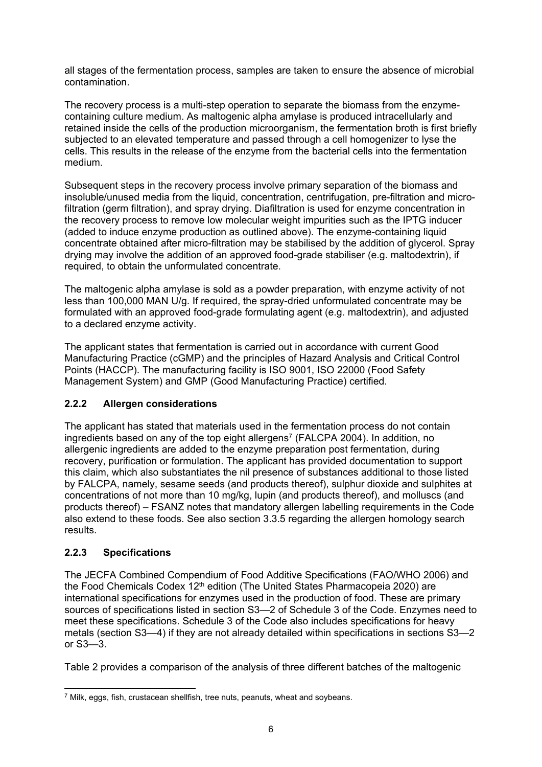all stages of the fermentation process, samples are taken to ensure the absence of microbial contamination.

The recovery process is a multi-step operation to separate the biomass from the enzyme-containing culture medium. As maltogenic alpha amylase is produced intracellularly and retained inside the cells of the production microorganism, the fermentation broth is first briefly subjected to an elevated temperature and passed through a cell homogenizer to lyse the cells. This results in the release of the enzyme from the bacterial cells into the fermentation medium.

Subsequent steps in the recovery process involve primary separation of the biomass and insoluble/unused media from the liquid, concentration, centrifugation, pre-filtration and micro-filtration (germ filtration), and spray drying. Diafiltration is used for enzyme concentration in the recovery process to remove low molecular weight impurities such as the IPTG inducer (added to induce enzyme production as outlined above). The enzyme-containing liquid concentrate obtained after micro-filtration may be stabilised by the addition of glycerol. Spray drying may involve the addition of an approved food-grade stabiliser (e.g. maltodextrin), if required, to obtain the unformulated concentrate.

The maltogenic alpha amylase is sold as a powder preparation, with enzyme activity of not less than 100,000 MAN U/g. If required, the spray-dried unformulated concentrate may be formulated with an approved food-grade formulating agent (e.g. maltodextrin), and adjusted to a declared enzyme activity.

The applicant states that fermentation is carried out in accordance with current Good Manufacturing Practice (cGMP) and the principles of Hazard Analysis and Critical Control Points (HACCP). The manufacturing facility is ISO 9001, ISO 22000 (Food Safety Management System) and GMP (Good Manufacturing Practice) certified.

### 2.2.2 Allergen considerations

The applicant has stated that materials used in the fermentation process do not contain ingredients based on any of the top eight allergens[7] (FALCPA 2004). In addition, no allergenic ingredients are added to the enzyme preparation post fermentation, during recovery, purification or formulation. The applicant has provided documentation to support this claim, which also substantiates the nil presence of substances additional to those listed by FALCPA, namely, sesame seeds (and products thereof), sulphur dioxide and sulphites at concentrations of not more than 10 mg/kg, lupin (and products thereof), and molluscs (and products thereof) – FSANZ notes that mandatory allergen labelling requirements in the Code also extend to these foods. See also section 3.3.5 regarding the allergen homology search results.

### 2.2.3 Specifications

The JECFA Combined Compendium of Food Additive Specifications (FAO/WHO 2006) and the Food Chemicals Codex 12th edition (The United States Pharmacopeia 2020) are international specifications for enzymes used in the production of food. These are primary sources of specifications listed in section S3—2 of Schedule 3 of the Code. Enzymes need to meet these specifications. Schedule 3 of the Code also includes specifications for heavy metals (section S3—4) if they are not already detailed within specifications in sections S3—2 or S3—3.

Table 2 provides a comparison of the analysis of three different batches of the maltogenic

[7] Milk, eggs, fish, crustacean shellfish, tree nuts, peanuts, wheat and soybeans.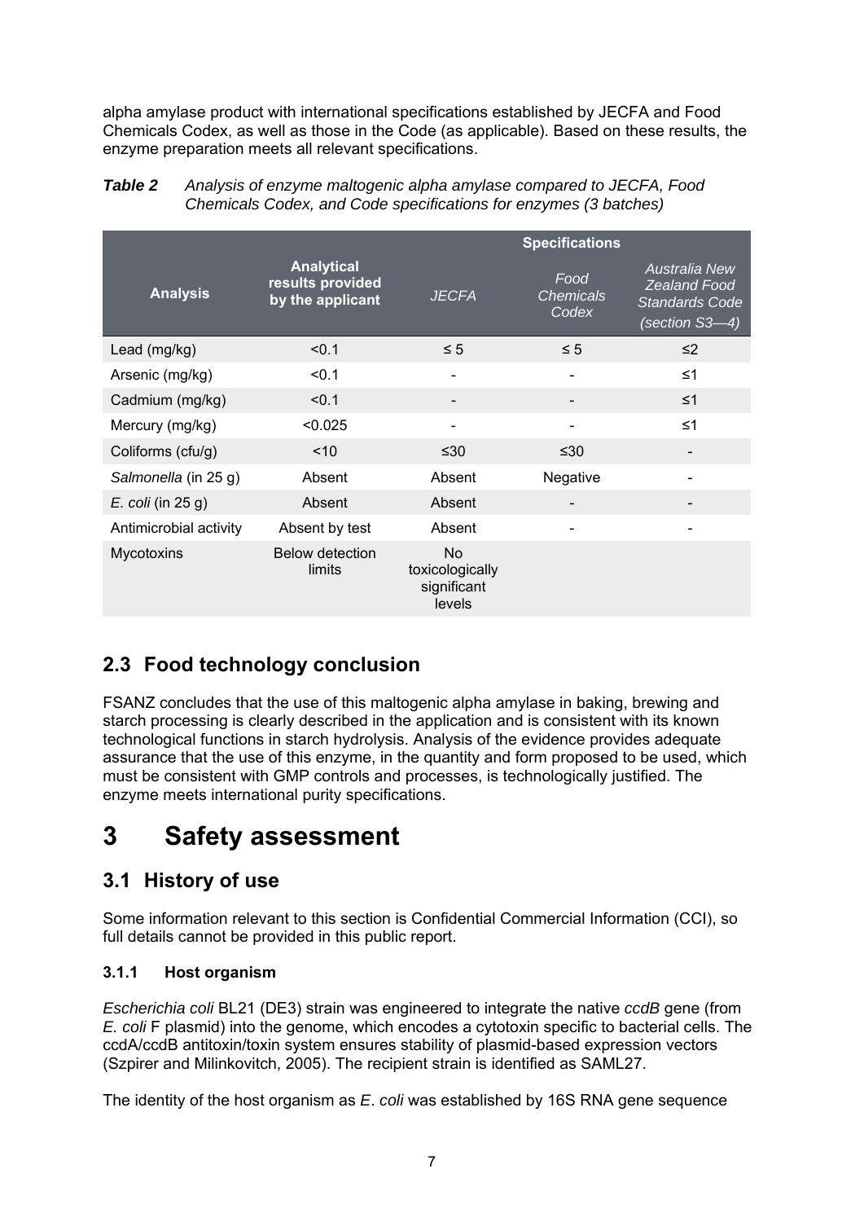alpha amylase product with international specifications established by JECFA and Food Chemicals Codex, as well as those in the Code (as applicable). Based on these results, the enzyme preparation meets all relevant specifications.

***Table 2*** *Analysis of enzyme maltogenic alpha amylase compared to JECFA, Food Chemicals Codex, and Code specifications for enzymes (3 batches)*

| Analysis | Analytical results provided by the applicant | Specifications | | |
|---|---|---|---|---|
| | | *JECFA* | *Food Chemicals Codex* | *Australia New Zealand Food Standards Code (section S3—4)* |
| Lead (mg/kg) | <0.1 | ≤ 5 | ≤ 5 | ≤2 |
| Arsenic (mg/kg) | <0.1 | - | - | ≤1 |
| Cadmium (mg/kg) | <0.1 | - | - | ≤1 |
| Mercury (mg/kg) | <0.025 | - | - | ≤1 |
| Coliforms (cfu/g) | <10 | ≤30 | ≤30 | - |
| *Salmonella* (in 25 g) | Absent | Absent | Negative | - |
| *E. coli* (in 25 g) | Absent | Absent | - | - |
| Antimicrobial activity | Absent by test | Absent | - | - |
| Mycotoxins | Below detection limits | No toxicologically significant levels | | |

## 2.3 Food technology conclusion

FSANZ concludes that the use of this maltogenic alpha amylase in baking, brewing and starch processing is clearly described in the application and is consistent with its known technological functions in starch hydrolysis. Analysis of the evidence provides adequate assurance that the use of this enzyme, in the quantity and form proposed to be used, which must be consistent with GMP controls and processes, is technologically justified. The enzyme meets international purity specifications.

# 3 Safety assessment

## 3.1 History of use

Some information relevant to this section is Confidential Commercial Information (CCI), so full details cannot be provided in this public report.

### 3.1.1 Host organism

*Escherichia coli* BL21 (DE3) strain was engineered to integrate the native *ccdB* gene (from *E. coli* F plasmid) into the genome, which encodes a cytotoxin specific to bacterial cells. The ccdA/ccdB antitoxin/toxin system ensures stability of plasmid-based expression vectors (Szpirer and Milinkovitch, 2005). The recipient strain is identified as SAML27.

The identity of the host organism as *E*. *coli* was established by 16S RNA gene sequence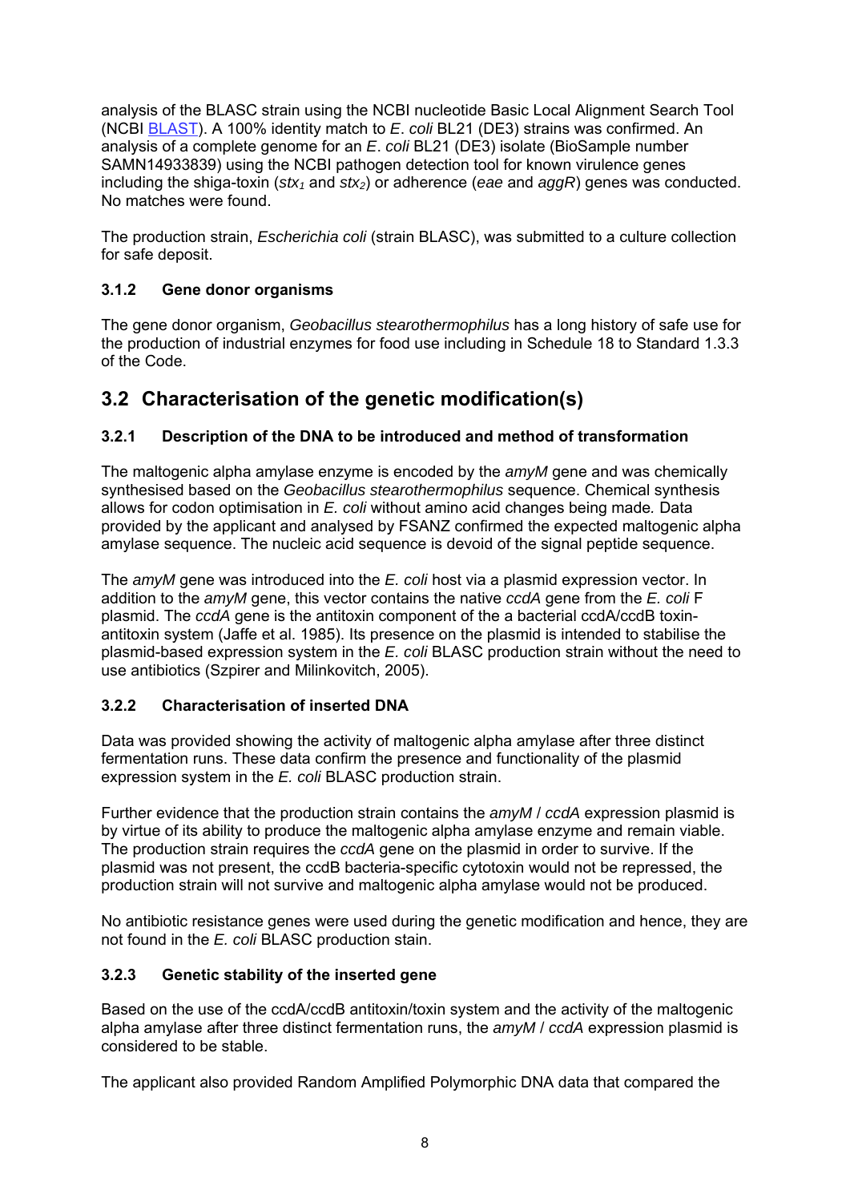analysis of the BLASC strain using the NCBI nucleotide Basic Local Alignment Search Tool (NCBI BLAST). A 100% identity match to *E. coli* BL21 (DE3) strains was confirmed. An analysis of a complete genome for an *E. coli* BL21 (DE3) isolate (BioSample number SAMN14933839) using the NCBI pathogen detection tool for known virulence genes including the shiga-toxin (*stx*$_1$ and *stx*$_2$) or adherence (*eae* and *aggR*) genes was conducted. No matches were found.

The production strain, *Escherichia coli* (strain BLASC), was submitted to a culture collection for safe deposit.

### 3.1.2 Gene donor organisms

The gene donor organism, *Geobacillus stearothermophilus* has a long history of safe use for the production of industrial enzymes for food use including in Schedule 18 to Standard 1.3.3 of the Code.

## 3.2 Characterisation of the genetic modification(s)

### 3.2.1 Description of the DNA to be introduced and method of transformation

The maltogenic alpha amylase enzyme is encoded by the *amyM* gene and was chemically synthesised based on the *Geobacillus stearothermophilus* sequence. Chemical synthesis allows for codon optimisation in *E. coli* without amino acid changes being made*.* Data provided by the applicant and analysed by FSANZ confirmed the expected maltogenic alpha amylase sequence. The nucleic acid sequence is devoid of the signal peptide sequence.

The *amyM* gene was introduced into the *E. coli* host via a plasmid expression vector. In addition to the *amyM* gene, this vector contains the native *ccdA* gene from the *E. coli* F plasmid. The *ccdA* gene is the antitoxin component of the a bacterial ccdA/ccdB toxin-antitoxin system (Jaffe et al. 1985). Its presence on the plasmid is intended to stabilise the plasmid-based expression system in the *E. coli* BLASC production strain without the need to use antibiotics (Szpirer and Milinkovitch, 2005).

### 3.2.2 Characterisation of inserted DNA

Data was provided showing the activity of maltogenic alpha amylase after three distinct fermentation runs. These data confirm the presence and functionality of the plasmid expression system in the *E. coli* BLASC production strain.

Further evidence that the production strain contains the *amyM* / *ccdA* expression plasmid is by virtue of its ability to produce the maltogenic alpha amylase enzyme and remain viable. The production strain requires the *ccdA* gene on the plasmid in order to survive. If the plasmid was not present, the ccdB bacteria-specific cytotoxin would not be repressed, the production strain will not survive and maltogenic alpha amylase would not be produced.

No antibiotic resistance genes were used during the genetic modification and hence, they are not found in the *E. coli* BLASC production stain.

### 3.2.3 Genetic stability of the inserted gene

Based on the use of the ccdA/ccdB antitoxin/toxin system and the activity of the maltogenic alpha amylase after three distinct fermentation runs, the *amyM* / *ccdA* expression plasmid is considered to be stable.

The applicant also provided Random Amplified Polymorphic DNA data that compared the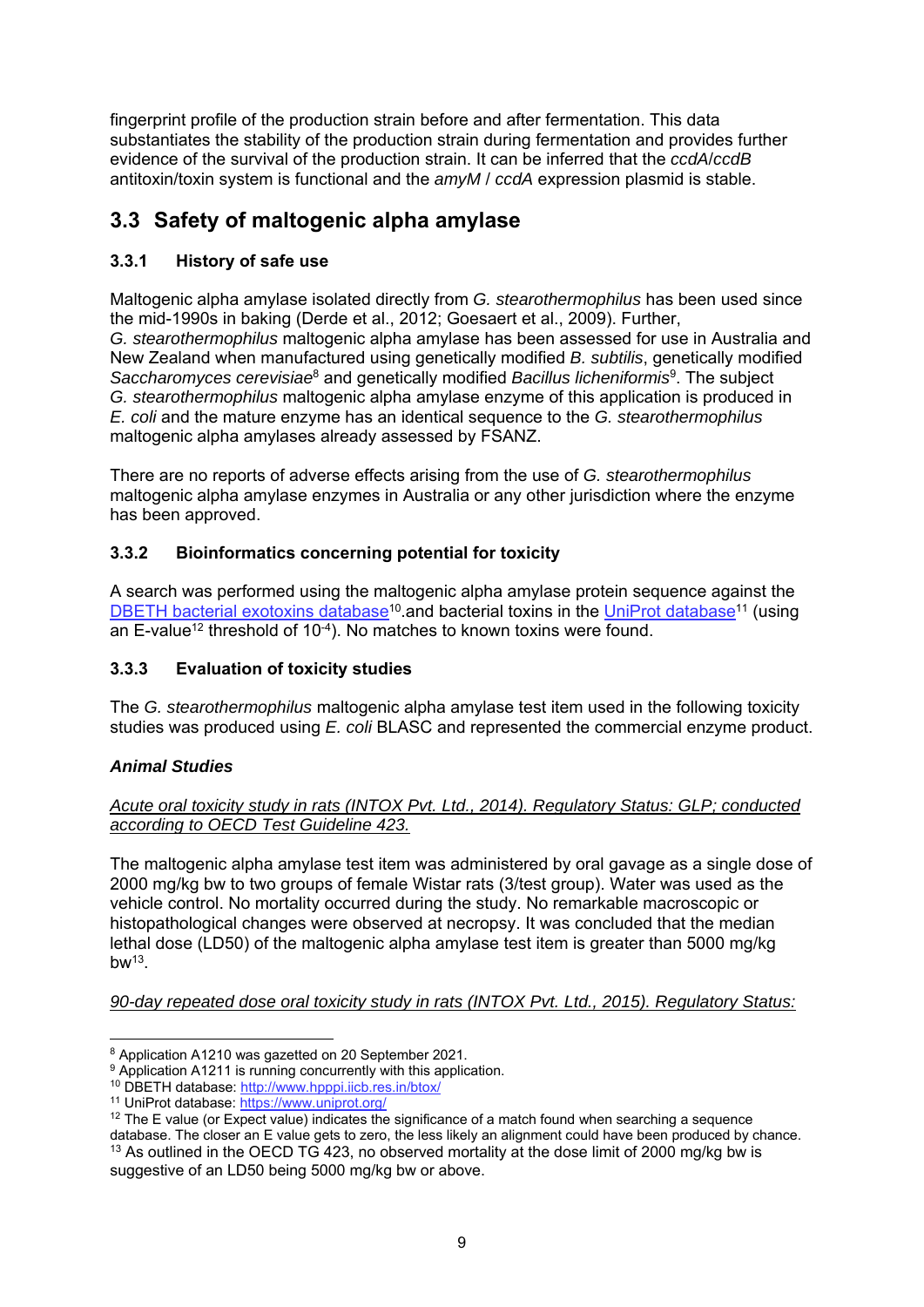fingerprint profile of the production strain before and after fermentation. This data substantiates the stability of the production strain during fermentation and provides further evidence of the survival of the production strain. It can be inferred that the *ccdA*/*ccdB* antitoxin/toxin system is functional and the *amyM* / *ccdA* expression plasmid is stable.

## 3.3 Safety of maltogenic alpha amylase

### 3.3.1 History of safe use

Maltogenic alpha amylase isolated directly from *G. stearothermophilus* has been used since the mid-1990s in baking (Derde et al., 2012; Goesaert et al., 2009). Further, *G. stearothermophilus* maltogenic alpha amylase has been assessed for use in Australia and New Zealand when manufactured using genetically modified *B. subtilis*, genetically modified *Saccharomyces cerevisiae*[8] and genetically modified *Bacillus licheniformis*[9]. The subject *G. stearothermophilus* maltogenic alpha amylase enzyme of this application is produced in *E. coli* and the mature enzyme has an identical sequence to the *G. stearothermophilus* maltogenic alpha amylases already assessed by FSANZ.

There are no reports of adverse effects arising from the use of *G. stearothermophilus* maltogenic alpha amylase enzymes in Australia or any other jurisdiction where the enzyme has been approved.

### 3.3.2 Bioinformatics concerning potential for toxicity

A search was performed using the maltogenic alpha amylase protein sequence against the [DBETH bacterial exotoxins database](http://www.hpppi.iicb.res.in/btox/)[10].and bacterial toxins in the [UniProt database](https://www.uniprot.org/)[11] (using an E-value[12] threshold of $10^{-4}$). No matches to known toxins were found.

### 3.3.3 Evaluation of toxicity studies

The *G. stearothermophilus* maltogenic alpha amylase test item used in the following toxicity studies was produced using *E. coli* BLASC and represented the commercial enzyme product.

#### *Animal Studies*

<u>*Acute oral toxicity study in rats (INTOX Pvt. Ltd., 2014). Regulatory Status: GLP; conducted according to OECD Test Guideline 423.*</u>

The maltogenic alpha amylase test item was administered by oral gavage as a single dose of 2000 mg/kg bw to two groups of female Wistar rats (3/test group). Water was used as the vehicle control. No mortality occurred during the study. No remarkable macroscopic or histopathological changes were observed at necropsy. It was concluded that the median lethal dose (LD50) of the maltogenic alpha amylase test item is greater than 5000 mg/kg bw[13].

<u>*90-day repeated dose oral toxicity study in rats (INTOX Pvt. Ltd., 2015). Regulatory Status:*</u>

---

[8] Application A1210 was gazetted on 20 September 2021.

[9] Application A1211 is running concurrently with this application.

[10] DBETH database: http://www.hpppi.iicb.res.in/btox/

[11] UniProt database: https://www.uniprot.org/

[12] The E value (or Expect value) indicates the significance of a match found when searching a sequence database. The closer an E value gets to zero, the less likely an alignment could have been produced by chance.

[13] As outlined in the OECD TG 423, no observed mortality at the dose limit of 2000 mg/kg bw is suggestive of an LD50 being 5000 mg/kg bw or above.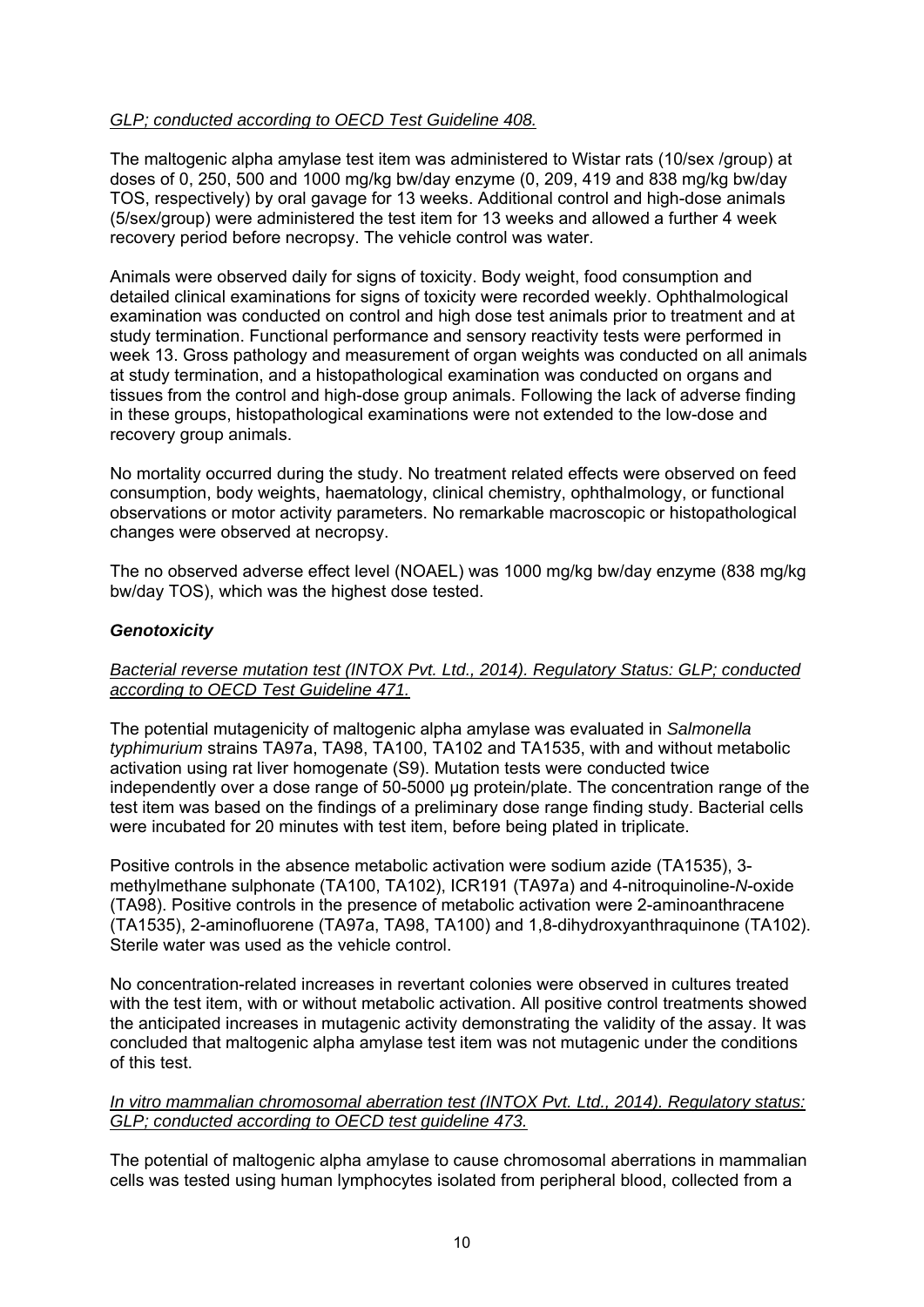*GLP; conducted according to OECD Test Guideline 408.*

The maltogenic alpha amylase test item was administered to Wistar rats (10/sex /group) at doses of 0, 250, 500 and 1000 mg/kg bw/day enzyme (0, 209, 419 and 838 mg/kg bw/day TOS, respectively) by oral gavage for 13 weeks. Additional control and high-dose animals (5/sex/group) were administered the test item for 13 weeks and allowed a further 4 week recovery period before necropsy. The vehicle control was water.

Animals were observed daily for signs of toxicity. Body weight, food consumption and detailed clinical examinations for signs of toxicity were recorded weekly. Ophthalmological examination was conducted on control and high dose test animals prior to treatment and at study termination. Functional performance and sensory reactivity tests were performed in week 13. Gross pathology and measurement of organ weights was conducted on all animals at study termination, and a histopathological examination was conducted on organs and tissues from the control and high-dose group animals. Following the lack of adverse finding in these groups, histopathological examinations were not extended to the low-dose and recovery group animals.

No mortality occurred during the study. No treatment related effects were observed on feed consumption, body weights, haematology, clinical chemistry, ophthalmology, or functional observations or motor activity parameters. No remarkable macroscopic or histopathological changes were observed at necropsy.

The no observed adverse effect level (NOAEL) was 1000 mg/kg bw/day enzyme (838 mg/kg bw/day TOS), which was the highest dose tested.

### *Genotoxicity*

*Bacterial reverse mutation test (INTOX Pvt. Ltd., 2014). Regulatory Status: GLP; conducted according to OECD Test Guideline 471.*

The potential mutagenicity of maltogenic alpha amylase was evaluated in *Salmonella typhimurium* strains TA97a, TA98, TA100, TA102 and TA1535, with and without metabolic activation using rat liver homogenate (S9). Mutation tests were conducted twice independently over a dose range of 50-5000 µg protein/plate. The concentration range of the test item was based on the findings of a preliminary dose range finding study. Bacterial cells were incubated for 20 minutes with test item, before being plated in triplicate.

Positive controls in the absence metabolic activation were sodium azide (TA1535), 3-methylmethane sulphonate (TA100, TA102), ICR191 (TA97a) and 4-nitroquinoline-*N*-oxide (TA98). Positive controls in the presence of metabolic activation were 2-aminoanthracene (TA1535), 2-aminofluorene (TA97a, TA98, TA100) and 1,8-dihydroxyanthraquinone (TA102). Sterile water was used as the vehicle control.

No concentration-related increases in revertant colonies were observed in cultures treated with the test item, with or without metabolic activation. All positive control treatments showed the anticipated increases in mutagenic activity demonstrating the validity of the assay. It was concluded that maltogenic alpha amylase test item was not mutagenic under the conditions of this test.

*In vitro mammalian chromosomal aberration test (INTOX Pvt. Ltd., 2014). Regulatory status: GLP; conducted according to OECD test guideline 473.*

The potential of maltogenic alpha amylase to cause chromosomal aberrations in mammalian cells was tested using human lymphocytes isolated from peripheral blood, collected from a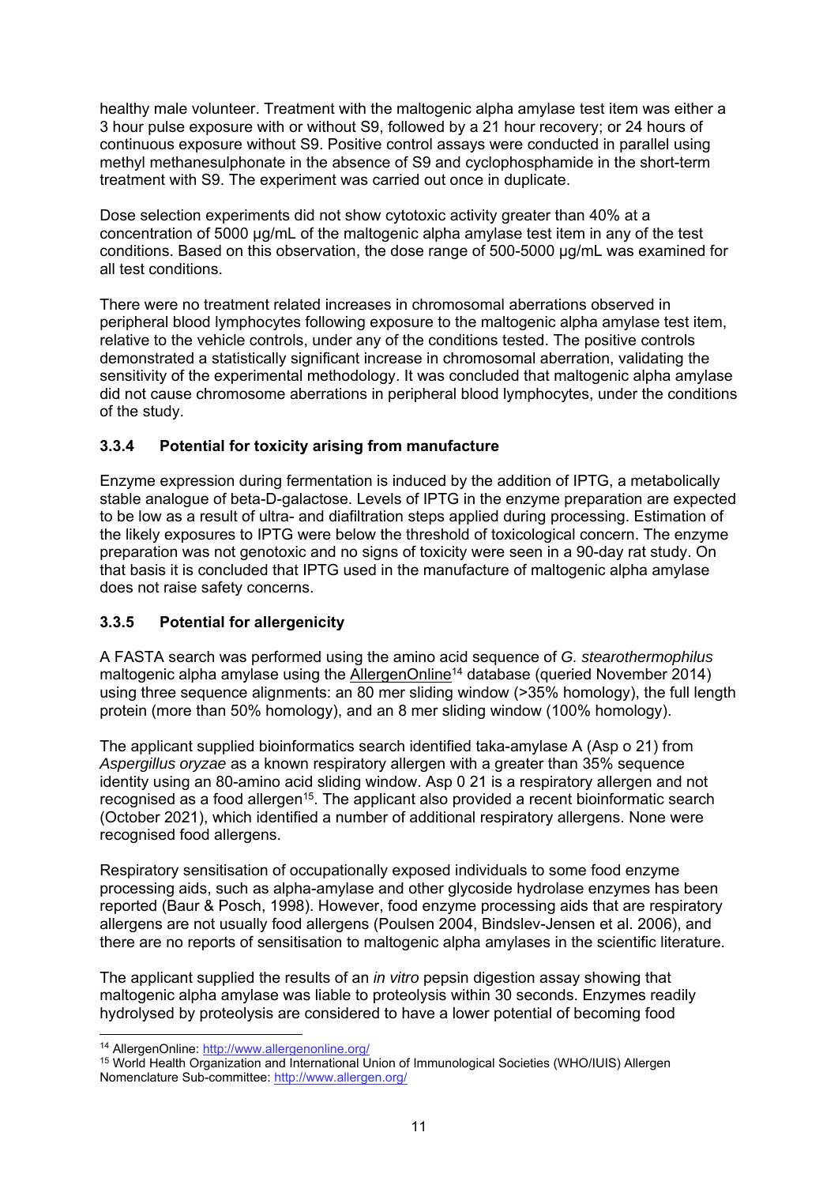healthy male volunteer. Treatment with the maltogenic alpha amylase test item was either a 3 hour pulse exposure with or without S9, followed by a 21 hour recovery; or 24 hours of continuous exposure without S9. Positive control assays were conducted in parallel using methyl methanesulphonate in the absence of S9 and cyclophosphamide in the short-term treatment with S9. The experiment was carried out once in duplicate.

Dose selection experiments did not show cytotoxic activity greater than 40% at a concentration of 5000 µg/mL of the maltogenic alpha amylase test item in any of the test conditions. Based on this observation, the dose range of 500-5000 µg/mL was examined for all test conditions.

There were no treatment related increases in chromosomal aberrations observed in peripheral blood lymphocytes following exposure to the maltogenic alpha amylase test item, relative to the vehicle controls, under any of the conditions tested. The positive controls demonstrated a statistically significant increase in chromosomal aberration, validating the sensitivity of the experimental methodology. It was concluded that maltogenic alpha amylase did not cause chromosome aberrations in peripheral blood lymphocytes, under the conditions of the study.

### 3.3.4 Potential for toxicity arising from manufacture

Enzyme expression during fermentation is induced by the addition of IPTG, a metabolically stable analogue of beta-D-galactose. Levels of IPTG in the enzyme preparation are expected to be low as a result of ultra- and diafiltration steps applied during processing. Estimation of the likely exposures to IPTG were below the threshold of toxicological concern. The enzyme preparation was not genotoxic and no signs of toxicity were seen in a 90-day rat study. On that basis it is concluded that IPTG used in the manufacture of maltogenic alpha amylase does not raise safety concerns.

### 3.3.5 Potential for allergenicity

A FASTA search was performed using the amino acid sequence of *G. stearothermophilus* maltogenic alpha amylase using the AllergenOnline[14] database (queried November 2014) using three sequence alignments: an 80 mer sliding window (>35% homology), the full length protein (more than 50% homology), and an 8 mer sliding window (100% homology).

The applicant supplied bioinformatics search identified taka-amylase A (Asp o 21) from *Aspergillus oryzae* as a known respiratory allergen with a greater than 35% sequence identity using an 80-amino acid sliding window. Asp 0 21 is a respiratory allergen and not recognised as a food allergen[15]. The applicant also provided a recent bioinformatic search (October 2021), which identified a number of additional respiratory allergens. None were recognised food allergens.

Respiratory sensitisation of occupationally exposed individuals to some food enzyme processing aids, such as alpha-amylase and other glycoside hydrolase enzymes has been reported (Baur & Posch, 1998). However, food enzyme processing aids that are respiratory allergens are not usually food allergens (Poulsen 2004, Bindslev-Jensen et al. 2006), and there are no reports of sensitisation to maltogenic alpha amylases in the scientific literature.

The applicant supplied the results of an *in vitro* pepsin digestion assay showing that maltogenic alpha amylase was liable to proteolysis within 30 seconds. Enzymes readily hydrolysed by proteolysis are considered to have a lower potential of becoming food

[14] AllergenOnline: http://www.allergenonline.org/

[15] World Health Organization and International Union of Immunological Societies (WHO/IUIS) Allergen Nomenclature Sub-committee: http://www.allergen.org/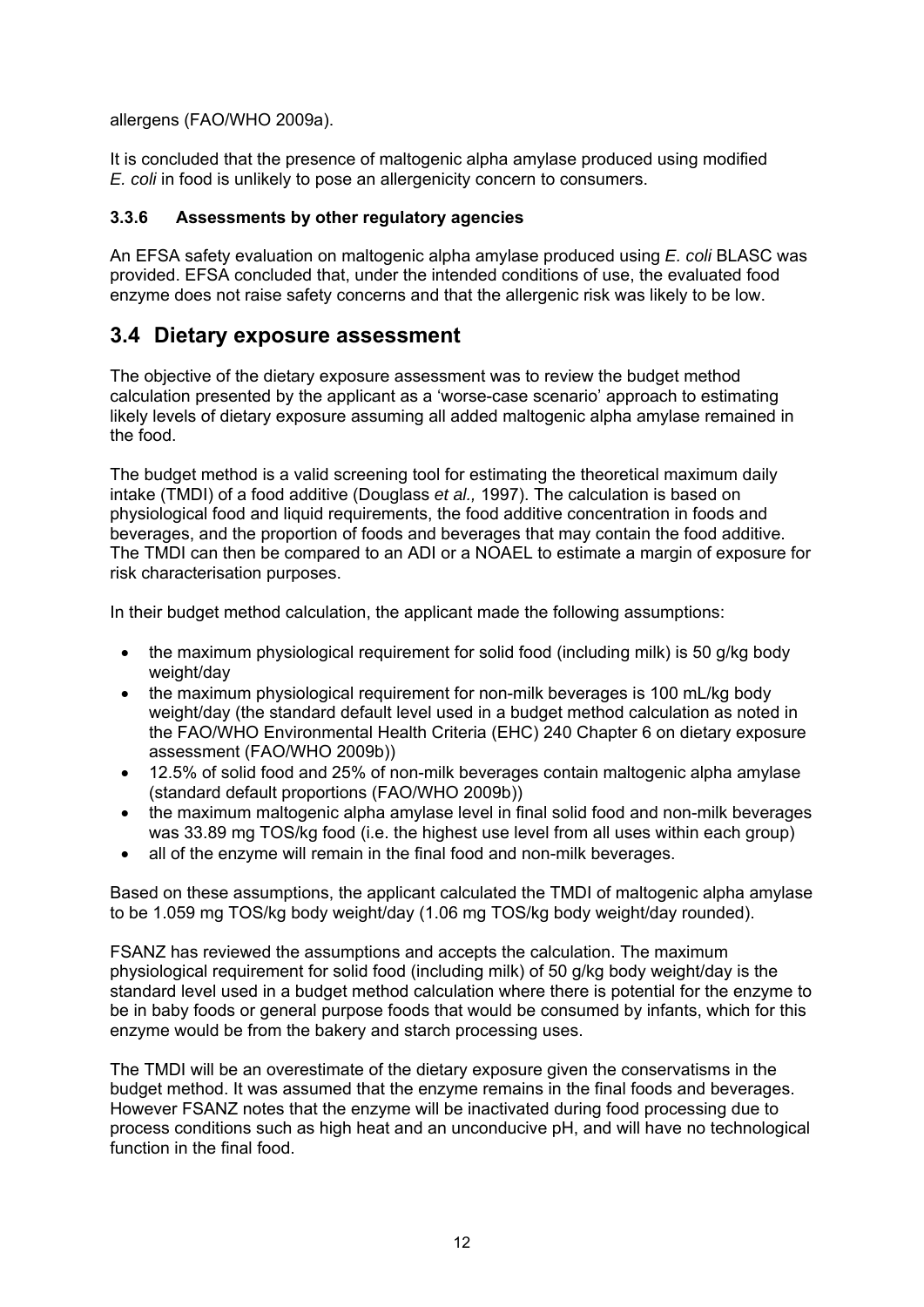allergens (FAO/WHO 2009a).

It is concluded that the presence of maltogenic alpha amylase produced using modified *E. coli* in food is unlikely to pose an allergenicity concern to consumers.

### 3.3.6 Assessments by other regulatory agencies

An EFSA safety evaluation on maltogenic alpha amylase produced using *E. coli* BLASC was provided. EFSA concluded that, under the intended conditions of use, the evaluated food enzyme does not raise safety concerns and that the allergenic risk was likely to be low.

## 3.4 Dietary exposure assessment

The objective of the dietary exposure assessment was to review the budget method calculation presented by the applicant as a 'worse-case scenario' approach to estimating likely levels of dietary exposure assuming all added maltogenic alpha amylase remained in the food.

The budget method is a valid screening tool for estimating the theoretical maximum daily intake (TMDI) of a food additive (Douglass *et al.,* 1997). The calculation is based on physiological food and liquid requirements, the food additive concentration in foods and beverages, and the proportion of foods and beverages that may contain the food additive. The TMDI can then be compared to an ADI or a NOAEL to estimate a margin of exposure for risk characterisation purposes.

In their budget method calculation, the applicant made the following assumptions:

- the maximum physiological requirement for solid food (including milk) is 50 g/kg body weight/day
- the maximum physiological requirement for non-milk beverages is 100 mL/kg body weight/day (the standard default level used in a budget method calculation as noted in the FAO/WHO Environmental Health Criteria (EHC) 240 Chapter 6 on dietary exposure assessment (FAO/WHO 2009b))
- 12.5% of solid food and 25% of non-milk beverages contain maltogenic alpha amylase (standard default proportions (FAO/WHO 2009b))
- the maximum maltogenic alpha amylase level in final solid food and non-milk beverages was 33.89 mg TOS/kg food (i.e. the highest use level from all uses within each group)
- all of the enzyme will remain in the final food and non-milk beverages.

Based on these assumptions, the applicant calculated the TMDI of maltogenic alpha amylase to be 1.059 mg TOS/kg body weight/day (1.06 mg TOS/kg body weight/day rounded).

FSANZ has reviewed the assumptions and accepts the calculation. The maximum physiological requirement for solid food (including milk) of 50 g/kg body weight/day is the standard level used in a budget method calculation where there is potential for the enzyme to be in baby foods or general purpose foods that would be consumed by infants, which for this enzyme would be from the bakery and starch processing uses.

The TMDI will be an overestimate of the dietary exposure given the conservatisms in the budget method. It was assumed that the enzyme remains in the final foods and beverages. However FSANZ notes that the enzyme will be inactivated during food processing due to process conditions such as high heat and an unconducive pH, and will have no technological function in the final food.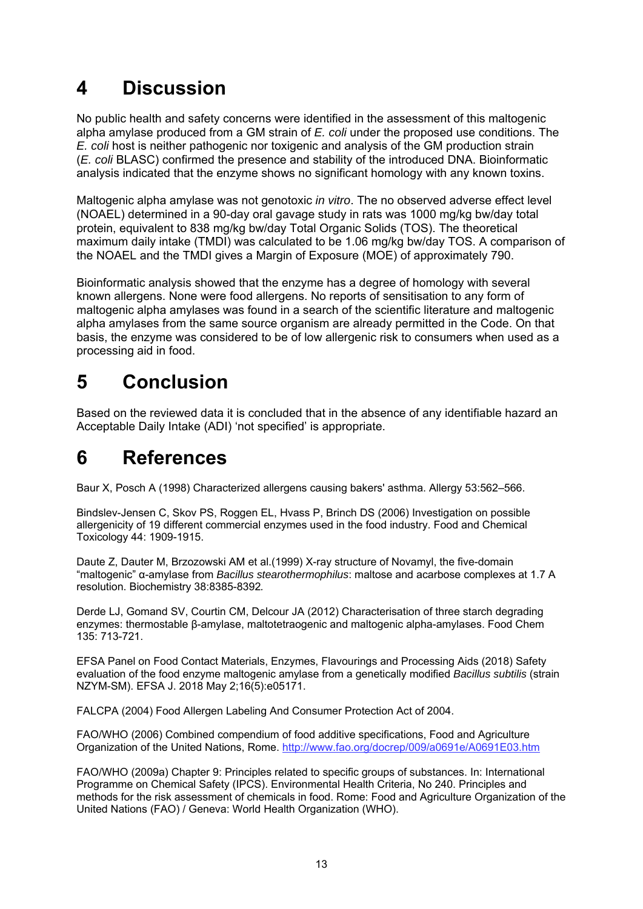# 4 Discussion

No public health and safety concerns were identified in the assessment of this maltogenic alpha amylase produced from a GM strain of *E. coli* under the proposed use conditions. The *E. coli* host is neither pathogenic nor toxigenic and analysis of the GM production strain (*E. coli* BLASC) confirmed the presence and stability of the introduced DNA. Bioinformatic analysis indicated that the enzyme shows no significant homology with any known toxins.

Maltogenic alpha amylase was not genotoxic *in vitro*. The no observed adverse effect level (NOAEL) determined in a 90-day oral gavage study in rats was 1000 mg/kg bw/day total protein, equivalent to 838 mg/kg bw/day Total Organic Solids (TOS). The theoretical maximum daily intake (TMDI) was calculated to be 1.06 mg/kg bw/day TOS. A comparison of the NOAEL and the TMDI gives a Margin of Exposure (MOE) of approximately 790.

Bioinformatic analysis showed that the enzyme has a degree of homology with several known allergens. None were food allergens. No reports of sensitisation to any form of maltogenic alpha amylases was found in a search of the scientific literature and maltogenic alpha amylases from the same source organism are already permitted in the Code. On that basis, the enzyme was considered to be of low allergenic risk to consumers when used as a processing aid in food.

# 5 Conclusion

Based on the reviewed data it is concluded that in the absence of any identifiable hazard an Acceptable Daily Intake (ADI) 'not specified' is appropriate.

# 6 References

Baur X, Posch A (1998) Characterized allergens causing bakers' asthma. Allergy 53:562–566.

Bindslev-Jensen C, Skov PS, Roggen EL, Hvass P, Brinch DS (2006) Investigation on possible allergenicity of 19 different commercial enzymes used in the food industry. Food and Chemical Toxicology 44: 1909-1915.

Daute Z, Dauter M, Brzozowski AM et al.(1999) X-ray structure of Novamyl, the five-domain "maltogenic" α-amylase from *Bacillus stearothermophilus*: maltose and acarbose complexes at 1.7 A resolution. Biochemistry 38:8385-8392*.*

Derde LJ, Gomand SV, Courtin CM, Delcour JA (2012) Characterisation of three starch degrading enzymes: thermostable β-amylase, maltotetraogenic and maltogenic alpha-amylases. Food Chem 135: 713-721.

EFSA Panel on Food Contact Materials, Enzymes, Flavourings and Processing Aids (2018) Safety evaluation of the food enzyme maltogenic amylase from a genetically modified *Bacillus subtilis* (strain NZYM-SM). EFSA J. 2018 May 2;16(5):e05171.

FALCPA (2004) Food Allergen Labeling And Consumer Protection Act of 2004.

FAO/WHO (2006) Combined compendium of food additive specifications, Food and Agriculture Organization of the United Nations, Rome. http://www.fao.org/docrep/009/a0691e/A0691E03.htm

FAO/WHO (2009a) Chapter 9: Principles related to specific groups of substances. In: International Programme on Chemical Safety (IPCS). Environmental Health Criteria, No 240. Principles and methods for the risk assessment of chemicals in food. Rome: Food and Agriculture Organization of the United Nations (FAO) / Geneva: World Health Organization (WHO).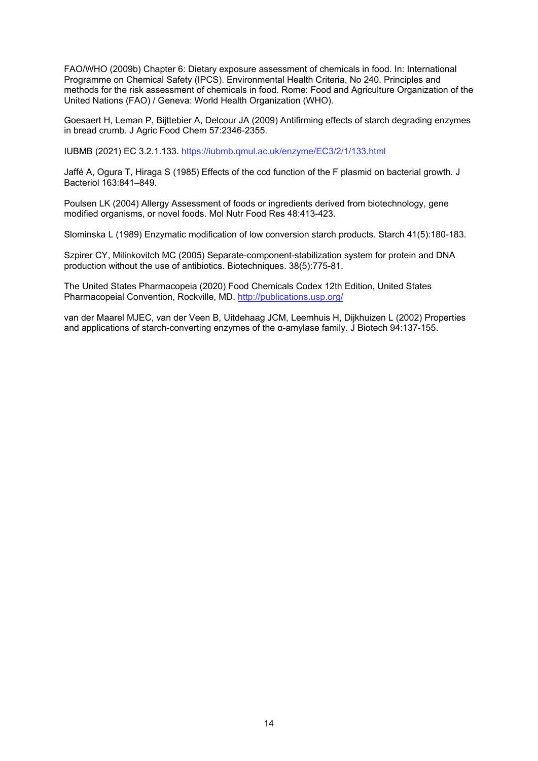FAO/WHO (2009b) Chapter 6: Dietary exposure assessment of chemicals in food. In: International Programme on Chemical Safety (IPCS). Environmental Health Criteria, No 240. Principles and methods for the risk assessment of chemicals in food. Rome: Food and Agriculture Organization of the United Nations (FAO) / Geneva: World Health Organization (WHO).

Goesaert H, Leman P, Bijttebier A, Delcour JA (2009) Antifirming effects of starch degrading enzymes in bread crumb. J Agric Food Chem 57:2346-2355.

IUBMB (2021) EC 3.2.1.133. https://iubmb.qmul.ac.uk/enzyme/EC3/2/1/133.html

Jaffé A, Ogura T, Hiraga S (1985) Effects of the ccd function of the F plasmid on bacterial growth. J Bacteriol 163:841–849.

Poulsen LK (2004) Allergy Assessment of foods or ingredients derived from biotechnology, gene modified organisms, or novel foods. Mol Nutr Food Res 48:413-423.

Slominska L (1989) Enzymatic modification of low conversion starch products. Starch 41(5):180-183.

Szpirer CY, Milinkovitch MC (2005) Separate-component-stabilization system for protein and DNA production without the use of antibiotics. Biotechniques. 38(5):775-81.

The United States Pharmacopeia (2020) Food Chemicals Codex 12th Edition, United States Pharmacopeial Convention, Rockville, MD. http://publications.usp.org/

van der Maarel MJEC, van der Veen B, Uitdehaag JCM, Leemhuis H, Dijkhuizen L (2002) Properties and applications of starch-converting enzymes of the α-amylase family. J Biotech 94:137-155.